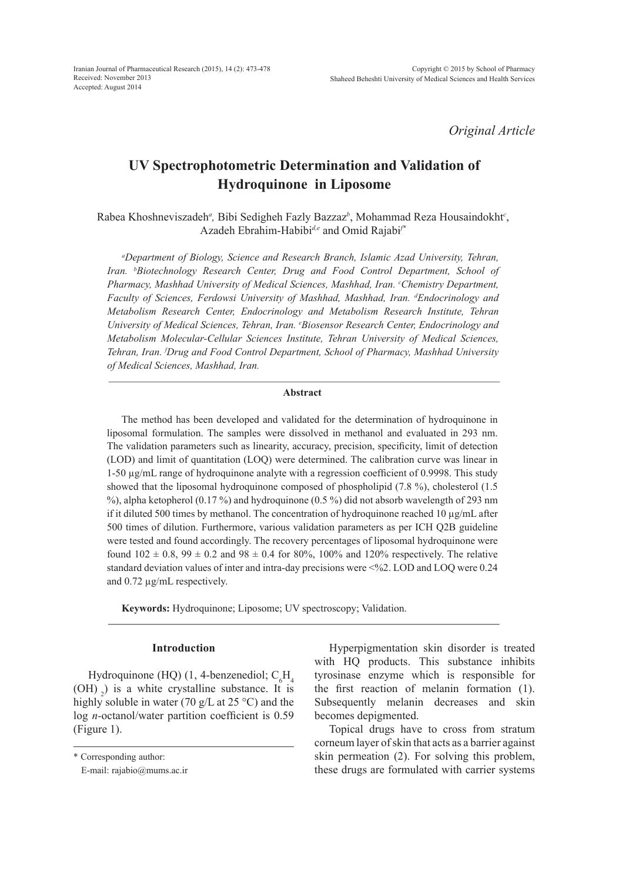*Original Article*

# UV Spectrophotometric Determination and Validation of Hydroquinone in Liposome

Rabea Khoshneviszadeh[a], Bibi Sedigheh Fazly Bazzaz[b], Mohammad Reza Housaindokht[c], Azadeh Ebrahim-Habibi[d,e] and Omid Rajabi[f*]

*[a]Department of Biology, Science and Research Branch, Islamic Azad University, Tehran, Iran. [b]Biotechnology Research Center, Drug and Food Control Department, School of Pharmacy, Mashhad University of Medical Sciences, Mashhad, Iran. [c]Chemistry Department, Faculty of Sciences, Ferdowsi University of Mashhad, Mashhad, Iran. [d]Endocrinology and Metabolism Research Center, Endocrinology and Metabolism Research Institute, Tehran University of Medical Sciences, Tehran, Iran. [e]Biosensor Research Center, Endocrinology and Metabolism Molecular-Cellular Sciences Institute, Tehran University of Medical Sciences, Tehran, Iran. [f]Drug and Food Control Department, School of Pharmacy, Mashhad University of Medical Sciences, Mashhad, Iran.*

## Abstract

The method has been developed and validated for the determination of hydroquinone in liposomal formulation. The samples were dissolved in methanol and evaluated in 293 nm. The validation parameters such as linearity, accuracy, precision, specificity, limit of detection (LOD) and limit of quantitation (LOQ) were determined. The calibration curve was linear in 1-50 µg/mL range of hydroquinone analyte with a regression coefficient of 0.9998. This study showed that the liposomal hydroquinone composed of phospholipid (7.8 %), cholesterol (1.5 %), alpha ketopherol (0.17 %) and hydroquinone (0.5 %) did not absorb wavelength of 293 nm if it diluted 500 times by methanol. The concentration of hydroquinone reached 10 µg/mL after 500 times of dilution. Furthermore, various validation parameters as per ICH Q2B guideline were tested and found accordingly. The recovery percentages of liposomal hydroquinone were found 102 ± 0.8, 99 ± 0.2 and 98 ± 0.4 for 80%, 100% and 120% respectively. The relative standard deviation values of inter and intra-day precisions were <%2. LOD and LOQ were 0.24 and 0.72 µg/mL respectively.

**Keywords:** Hydroquinone; Liposome; UV spectroscopy; Validation.

## Introduction

Hydroquinone (HQ) (1, 4-benzenediol; $C_6H_4(OH)_2$) is a white crystalline substance. It is highly soluble in water (70 g/L at 25 °C) and the log *n*-octanol/water partition coefficient is 0.59 (Figure 1).

Hyperpigmentation skin disorder is treated with HQ products. This substance inhibits tyrosinase enzyme which is responsible for the first reaction of melanin formation (1). Subsequently melanin decreases and skin becomes depigmented.

Topical drugs have to cross from stratum corneum layer of skin that acts as a barrier against skin permeation (2). For solving this problem, these drugs are formulated with carrier systems

* Corresponding author:
E-mail: rajabio@mums.ac.ir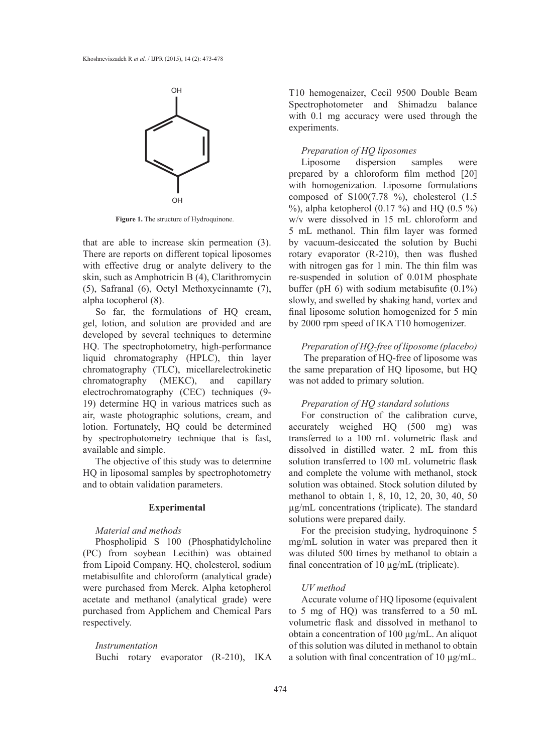**Figure 1.** The structure of Hydroquinone.

that are able to increase skin permeation (3). There are reports on different topical liposomes with effective drug or analyte delivery to the skin, such as Amphotricin B (4), Clarithromycin (5), Safranal (6), Octyl Methoxycinnamte (7), alpha tocopherol (8).

So far, the formulations of HQ cream, gel, lotion, and solution are provided and are developed by several techniques to determine HQ. The spectrophotometry, high-performance liquid chromatography (HPLC), thin layer chromatography (TLC), micellarelectrokinetic chromatography (MEKC), and capillary electrochromatography (CEC) techniques (9-19) determine HQ in various matrices such as air, waste photographic solutions, cream, and lotion. Fortunately, HQ could be determined by spectrophotometry technique that is fast, available and simple.

The objective of this study was to determine HQ in liposomal samples by spectrophotometry and to obtain validation parameters.

## Experimental

*Material and methods*

Phospholipid S 100 (Phosphatidylcholine (PC) from soybean Lecithin) was obtained from Lipoid Company. HQ, cholesterol, sodium metabisulfite and chloroform (analytical grade) were purchased from Merck. Alpha ketopherol acetate and methanol (analytical grade) were purchased from Applichem and Chemical Pars respectively.

*Instrumentation*

Buchi rotary evaporator (R-210), IKA T10 hemogenaizer, Cecil 9500 Double Beam Spectrophotometer and Shimadzu balance with 0.1 mg accuracy were used through the experiments.

*Preparation of HQ liposomes*

Liposome dispersion samples were prepared by a chloroform film method [20] with homogenization. Liposome formulations composed of S100(7.78 %), cholesterol (1.5 %), alpha ketopherol (0.17 %) and HQ (0.5 %) w/v were dissolved in 15 mL chloroform and 5 mL methanol. Thin film layer was formed by vacuum-desiccated the solution by Buchi rotary evaporator (R-210), then was flushed with nitrogen gas for 1 min. The thin film was re-suspended in solution of 0.01M phosphate buffer (pH 6) with sodium metabisufite (0.1%) slowly, and swelled by shaking hand, vortex and final liposome solution homogenized for 5 min by 2000 rpm speed of IKA T10 homogenizer.

*Preparation of HQ-free of liposome (placebo)*

The preparation of HQ-free of liposome was the same preparation of HQ liposome, but HQ was not added to primary solution.

*Preparation of HQ standard solutions*

For construction of the calibration curve, accurately weighed HQ (500 mg) was transferred to a 100 mL volumetric flask and dissolved in distilled water. 2 mL from this solution transferred to 100 mL volumetric flask and complete the volume with methanol, stock solution was obtained. Stock solution diluted by methanol to obtain 1, 8, 10, 12, 20, 30, 40, 50 µg/mL concentrations (triplicate). The standard solutions were prepared daily.

For the precision studying, hydroquinone 5 mg/mL solution in water was prepared then it was diluted 500 times by methanol to obtain a final concentration of 10 µg/mL (triplicate).

*UV method*

Accurate volume of HQ liposome (equivalent to 5 mg of HQ) was transferred to a 50 mL volumetric flask and dissolved in methanol to obtain a concentration of 100 µg/mL. An aliquot of this solution was diluted in methanol to obtain a solution with final concentration of 10 µg/mL.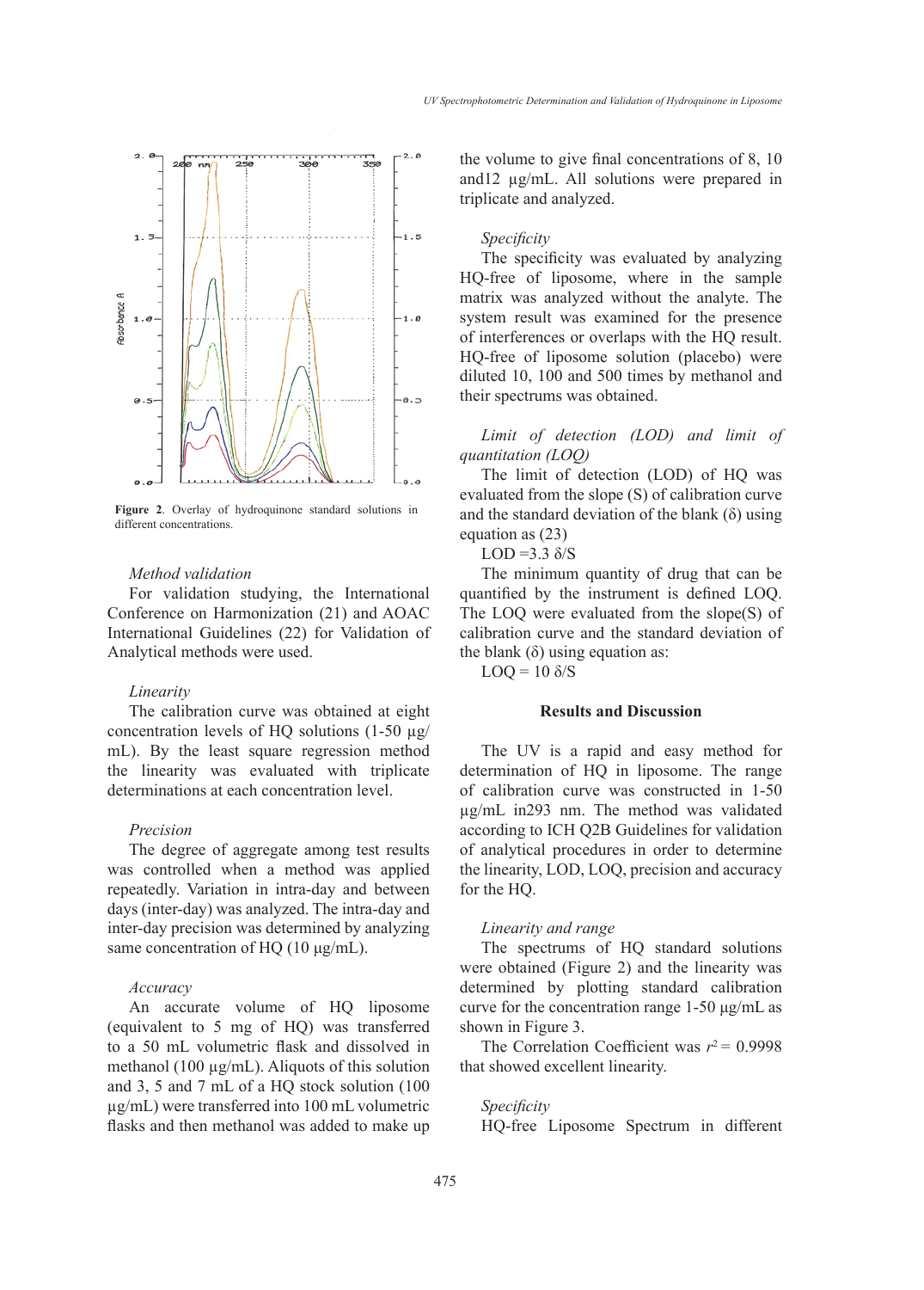Figure 2. Overlay of hydroquinone standard solutions in different concentrations.

*Method validation*

For validation studying, the International Conference on Harmonization (21) and AOAC International Guidelines (22) for Validation of Analytical methods were used.

*Linearity*

The calibration curve was obtained at eight concentration levels of HQ solutions (1-50 µg/mL). By the least square regression method the linearity was evaluated with triplicate determinations at each concentration level.

*Precision*

The degree of aggregate among test results was controlled when a method was applied repeatedly. Variation in intra-day and between days (inter-day) was analyzed. The intra-day and inter-day precision was determined by analyzing same concentration of HQ (10 µg/mL).

*Accuracy*

An accurate volume of HQ liposome (equivalent to 5 mg of HQ) was transferred to a 50 mL volumetric flask and dissolved in methanol (100 µg/mL). Aliquots of this solution and 3, 5 and 7 mL of a HQ stock solution (100 µg/mL) were transferred into 100 mL volumetric flasks and then methanol was added to make up the volume to give final concentrations of 8, 10 and12 µg/mL. All solutions were prepared in triplicate and analyzed.

*Specificity*

The specificity was evaluated by analyzing HQ-free of liposome, where in the sample matrix was analyzed without the analyte. The system result was examined for the presence of interferences or overlaps with the HQ result. HQ-free of liposome solution (placebo) were diluted 10, 100 and 500 times by methanol and their spectrums was obtained.

*Limit of detection (LOD) and limit of quantitation (LOQ)*

The limit of detection (LOD) of HQ was evaluated from the slope (S) of calibration curve and the standard deviation of the blank (δ) using equation as (23)

$LOD = 3.3\ \delta/S$

The minimum quantity of drug that can be quantified by the instrument is defined LOQ. The LOQ were evaluated from the slope(S) of calibration curve and the standard deviation of the blank (δ) using equation as:

$LOQ = 10\ \delta/S$

## Results and Discussion

The UV is a rapid and easy method for determination of HQ in liposome. The range of calibration curve was constructed in 1-50 µg/mL in293 nm. The method was validated according to ICH Q2B Guidelines for validation of analytical procedures in order to determine the linearity, LOD, LOQ, precision and accuracy for the HQ.

*Linearity and range*

The spectrums of HQ standard solutions were obtained (Figure 2) and the linearity was determined by plotting standard calibration curve for the concentration range 1-50 µg/mL as shown in Figure 3.

The Correlation Coefficient was $r^2 = 0.9998$ that showed excellent linearity.

*Specificity*

HQ-free Liposome Spectrum in different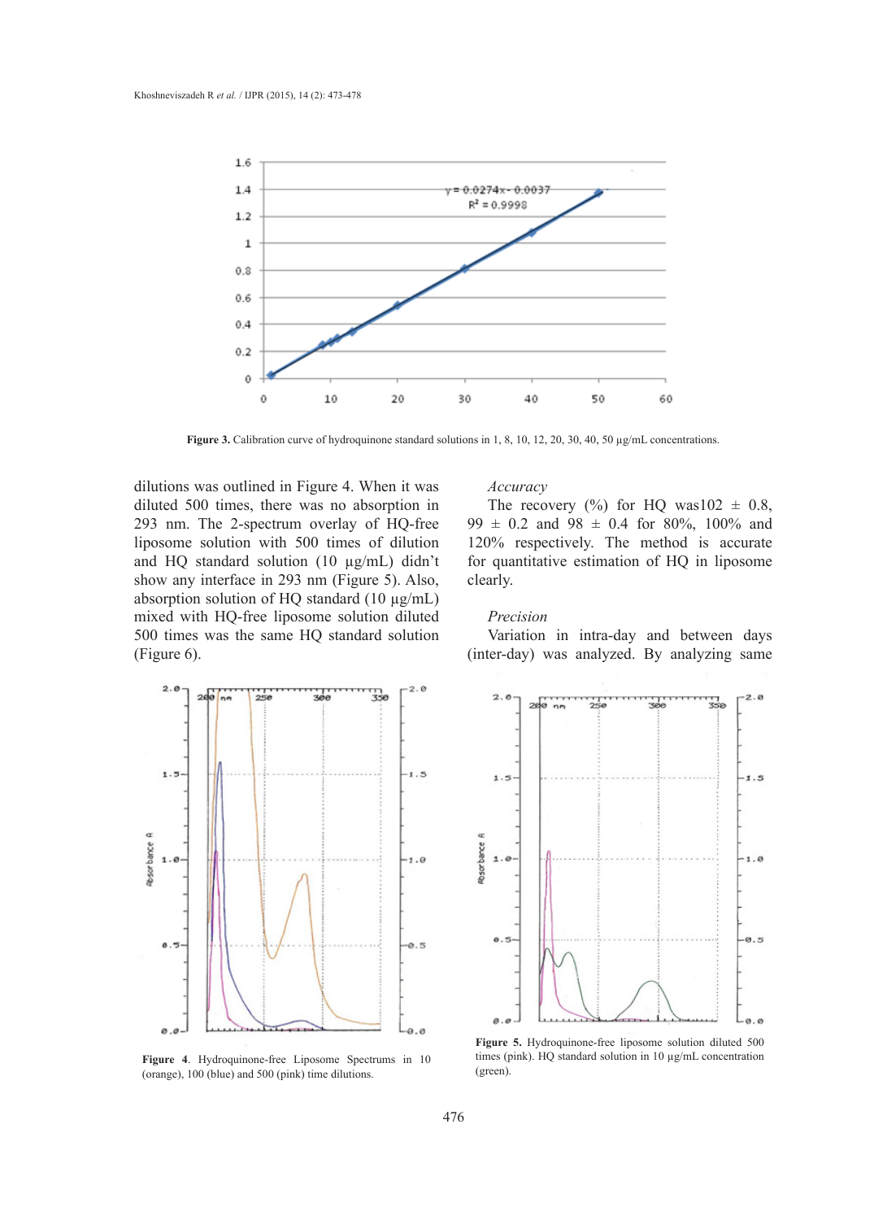Figure 3. Calibration curve of hydroquinone standard solutions in 1, 8, 10, 12, 20, 30, 40, 50 µg/mL concentrations.

dilutions was outlined in Figure 4. When it was diluted 500 times, there was no absorption in 293 nm. The 2-spectrum overlay of HQ-free liposome solution with 500 times of dilution and HQ standard solution (10 µg/mL) didn't show any interface in 293 nm (Figure 5). Also, absorption solution of HQ standard (10 µg/mL) mixed with HQ-free liposome solution diluted 500 times was the same HQ standard solution (Figure 6).

*Accuracy*

The recovery (%) for HQ was102 ± 0.8, 99 ± 0.2 and 98 ± 0.4 for 80%, 100% and 120% respectively. The method is accurate for quantitative estimation of HQ in liposome clearly.

*Precision*

Variation in intra-day and between days (inter-day) was analyzed. By analyzing same

**Figure 4**. Hydroquinone-free Liposome Spectrums in 10 (orange), 100 (blue) and 500 (pink) time dilutions.

**Figure 5.** Hydroquinone-free liposome solution diluted 500 times (pink). HQ standard solution in 10 µg/mL concentration (green).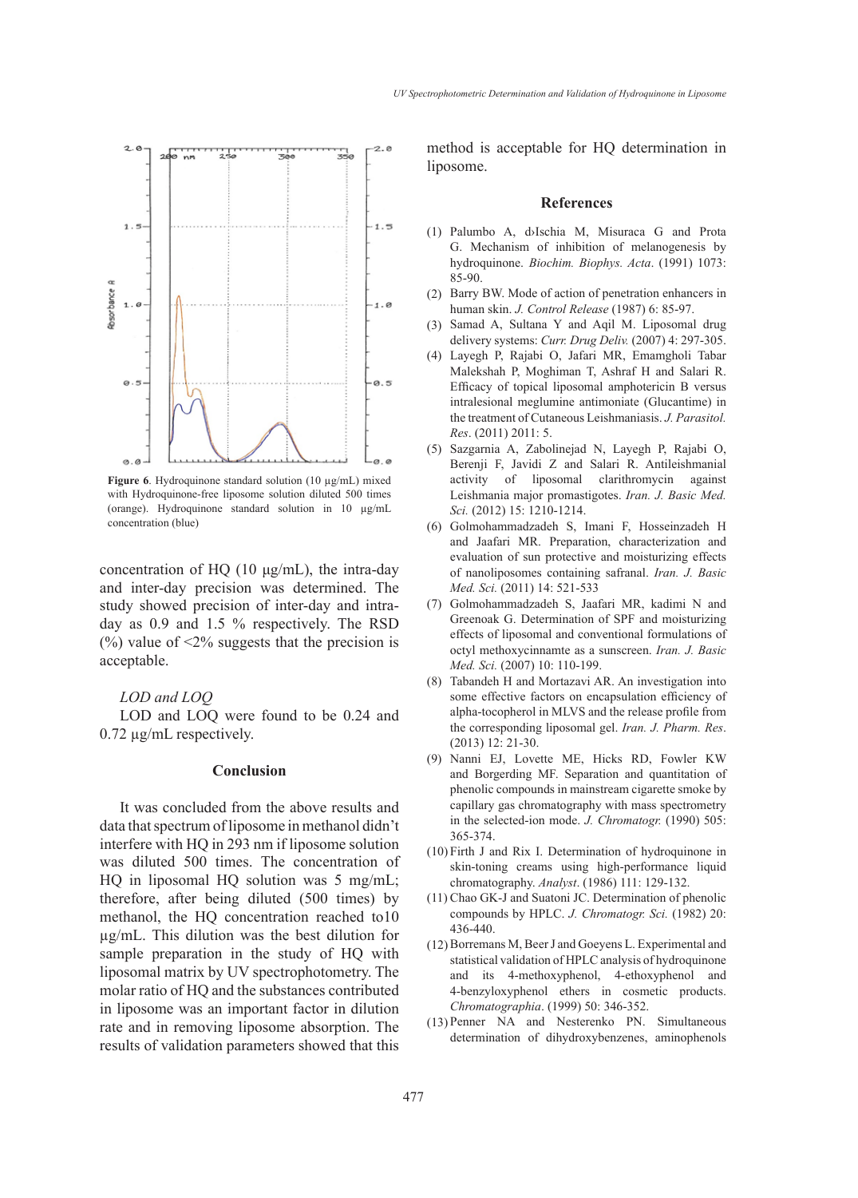**Figure 6**. Hydroquinone standard solution (10 μg/mL) mixed with Hydroquinone-free liposome solution diluted 500 times (orange). Hydroquinone standard solution in 10 μg/mL concentration (blue)

concentration of HQ (10 μg/mL), the intra-day and inter-day precision was determined. The study showed precision of inter-day and intra-day as 0.9 and 1.5 % respectively. The RSD (%) value of <2% suggests that the precision is acceptable.

*LOD and LOQ*

LOD and LOQ were found to be 0.24 and 0.72 μg/mL respectively.

## Conclusion

It was concluded from the above results and data that spectrum of liposome in methanol didn't interfere with HQ in 293 nm if liposome solution was diluted 500 times. The concentration of HQ in liposomal HQ solution was 5 mg/mL; therefore, after being diluted (500 times) by methanol, the HQ concentration reached to10 μg/mL. This dilution was the best dilution for sample preparation in the study of HQ with liposomal matrix by UV spectrophotometry. The molar ratio of HQ and the substances contributed in liposome was an important factor in dilution rate and in removing liposome absorption. The results of validation parameters showed that this method is acceptable for HQ determination in liposome.

## References

(1) Palumbo A, d›Ischia M, Misuraca G and Prota G. Mechanism of inhibition of melanogenesis by hydroquinone. *Biochim. Biophys. Acta*. (1991) 1073: 85-90.

(2) Barry BW. Mode of action of penetration enhancers in human skin. *J. Control Release* (1987) 6: 85-97.

(3) Samad A, Sultana Y and Aqil M. Liposomal drug delivery systems: *Curr. Drug Deliv.* (2007) 4: 297-305.

(4) Layegh P, Rajabi O, Jafari MR, Emamgholi Tabar Malekshah P, Moghiman T, Ashraf H and Salari R. Efficacy of topical liposomal amphotericin B versus intralesional meglumine antimoniate (Glucantime) in the treatment of Cutaneous Leishmaniasis. *J. Parasitol. Res*. (2011) 2011: 5.

(5) Sazgarnia A, Zabolinejad N, Layegh P, Rajabi O, Berenji F, Javidi Z and Salari R. Antileishmanial activity of liposomal clarithromycin against Leishmania major promastigotes. *Iran. J. Basic Med. Sci.* (2012) 15: 1210-1214.

(6) Golmohammadzadeh S, Imani F, Hosseinzadeh H and Jaafari MR. Preparation, characterization and evaluation of sun protective and moisturizing effects of nanoliposomes containing safranal. *Iran. J. Basic Med. Sci.* (2011) 14: 521-533

(7) Golmohammadzadeh S, Jaafari MR, kadimi N and Greenoak G. Determination of SPF and moisturizing effects of liposomal and conventional formulations of octyl methoxycinnamte as a sunscreen. *Iran. J. Basic Med. Sci.* (2007) 10: 110-199.

(8) Tabandeh H and Mortazavi AR. An investigation into some effective factors on encapsulation efficiency of alpha-tocopherol in MLVS and the release profile from the corresponding liposomal gel. *Iran. J. Pharm. Res*. (2013) 12: 21-30.

(9) Nanni EJ, Lovette ME, Hicks RD, Fowler KW and Borgerding MF. Separation and quantitation of phenolic compounds in mainstream cigarette smoke by capillary gas chromatography with mass spectrometry in the selected-ion mode. *J. Chromatogr.* (1990) 505: 365-374.

(10) Firth J and Rix I. Determination of hydroquinone in skin-toning creams using high-performance liquid chromatography. *Analyst*. (1986) 111: 129-132.

(11) Chao GK-J and Suatoni JC. Determination of phenolic compounds by HPLC. *J. Chromatogr. Sci.* (1982) 20: 436-440.

(12) Borremans M, Beer J and Goeyens L. Experimental and statistical validation of HPLC analysis of hydroquinone and its 4-methoxyphenol, 4-ethoxyphenol and 4-benzyloxyphenol ethers in cosmetic products. *Chromatographia*. (1999) 50: 346-352.

(13) Penner NA and Nesterenko PN. Simultaneous determination of dihydroxybenzenes, aminophenols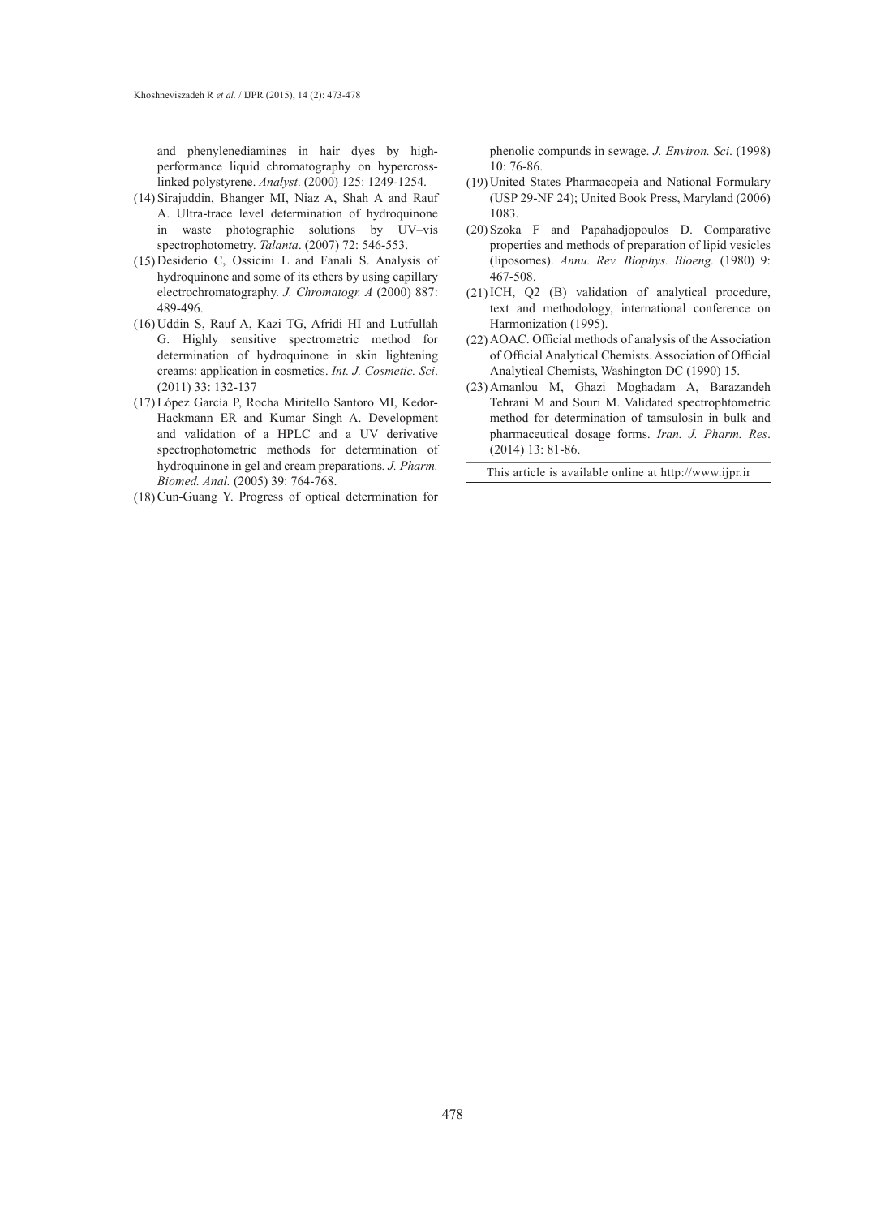and phenylenediamines in hair dyes by high-performance liquid chromatography on hypercross-linked polystyrene. *Analyst*. (2000) 125: 1249-1254.

(14) Sirajuddin, Bhanger MI, Niaz A, Shah A and Rauf A. Ultra-trace level determination of hydroquinone in waste photographic solutions by UV–vis spectrophotometry. *Talanta*. (2007) 72: 546-553.

(15) Desiderio C, Ossicini L and Fanali S. Analysis of hydroquinone and some of its ethers by using capillary electrochromatography. *J. Chromatogr. A* (2000) 887: 489-496.

(16) Uddin S, Rauf A, Kazi TG, Afridi HI and Lutfullah G. Highly sensitive spectrometric method for determination of hydroquinone in skin lightening creams: application in cosmetics. *Int. J. Cosmetic. Sci*. (2011) 33: 132-137

(17) López García P, Rocha Miritello Santoro MI, Kedor-Hackmann ER and Kumar Singh A. Development and validation of a HPLC and a UV derivative spectrophotometric methods for determination of hydroquinone in gel and cream preparations. *J. Pharm. Biomed. Anal.* (2005) 39: 764-768.

(18) Cun-Guang Y. Progress of optical determination for phenolic compunds in sewage. *J. Environ. Sci*. (1998) 10: 76-86.

(19) United States Pharmacopeia and National Formulary (USP 29-NF 24); United Book Press, Maryland (2006) 1083.

(20) Szoka F and Papahadjopoulos D. Comparative properties and methods of preparation of lipid vesicles (liposomes). *Annu. Rev. Biophys. Bioeng.* (1980) 9: 467-508.

(21) ICH, Q2 (B) validation of analytical procedure, text and methodology, international conference on Harmonization (1995).

(22) AOAC. Official methods of analysis of the Association of Official Analytical Chemists. Association of Official Analytical Chemists, Washington DC (1990) 15.

(23) Amanlou M, Ghazi Moghadam A, Barazandeh Tehrani M and Souri M. Validated spectrophtometric method for determination of tamsulosin in bulk and pharmaceutical dosage forms. *Iran. J. Pharm. Res*. (2014) 13: 81-86.

This article is available online at http://www.ijpr.ir